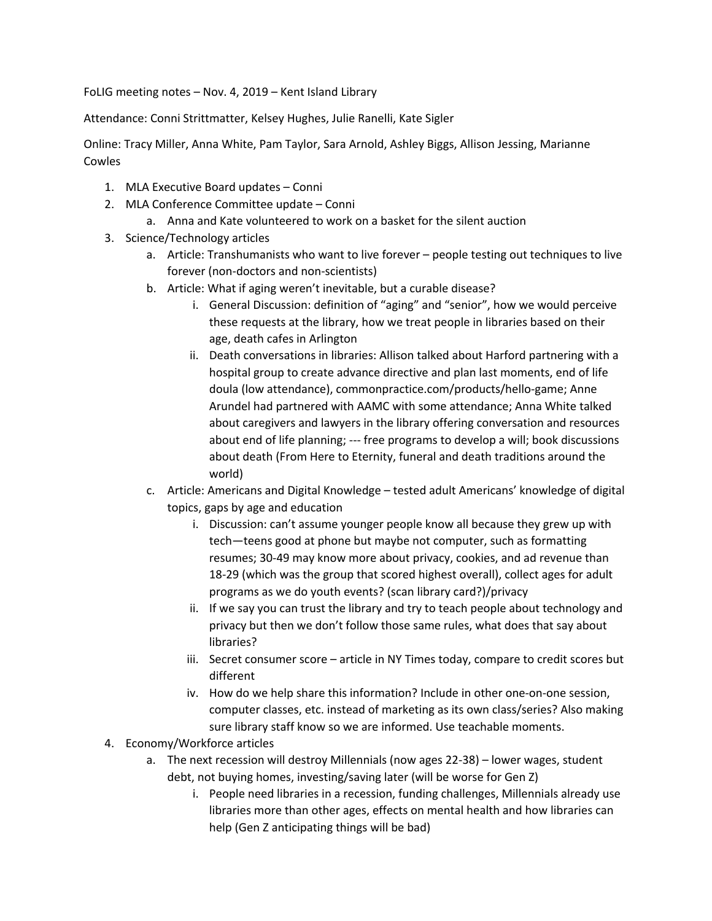FoLIG meeting notes – Nov. 4, 2019 – Kent Island Library

Attendance: Conni Strittmatter, Kelsey Hughes, Julie Ranelli, Kate Sigler

Online: Tracy Miller, Anna White, Pam Taylor, Sara Arnold, Ashley Biggs, Allison Jessing, Marianne Cowles

1. MLA Executive Board updates – Conni
2. MLA Conference Committee update – Conni
    a. Anna and Kate volunteered to work on a basket for the silent auction
3. Science/Technology articles
    a. Article: Transhumanists who want to live forever – people testing out techniques to live forever (non-doctors and non-scientists)
    b. Article: What if aging weren't inevitable, but a curable disease?
        i. General Discussion: definition of "aging" and "senior", how we would perceive these requests at the library, how we treat people in libraries based on their age, death cafes in Arlington
        ii. Death conversations in libraries: Allison talked about Harford partnering with a hospital group to create advance directive and plan last moments, end of life doula (low attendance), commonpractice.com/products/hello-game; Anne Arundel had partnered with AAMC with some attendance; Anna White talked about caregivers and lawyers in the library offering conversation and resources about end of life planning; --- free programs to develop a will; book discussions about death (From Here to Eternity, funeral and death traditions around the world)
    c. Article: Americans and Digital Knowledge – tested adult Americans' knowledge of digital topics, gaps by age and education
        i. Discussion: can't assume younger people know all because they grew up with tech—teens good at phone but maybe not computer, such as formatting resumes; 30-49 may know more about privacy, cookies, and ad revenue than 18-29 (which was the group that scored highest overall), collect ages for adult programs as we do youth events? (scan library card?)/privacy
        ii. If we say you can trust the library and try to teach people about technology and privacy but then we don't follow those same rules, what does that say about libraries?
        iii. Secret consumer score – article in NY Times today, compare to credit scores but different
        iv. How do we help share this information? Include in other one-on-one session, computer classes, etc. instead of marketing as its own class/series? Also making sure library staff know so we are informed. Use teachable moments.
4. Economy/Workforce articles
    a. The next recession will destroy Millennials (now ages 22-38) – lower wages, student debt, not buying homes, investing/saving later (will be worse for Gen Z)
        i. People need libraries in a recession, funding challenges, Millennials already use libraries more than other ages, effects on mental health and how libraries can help (Gen Z anticipating things will be bad)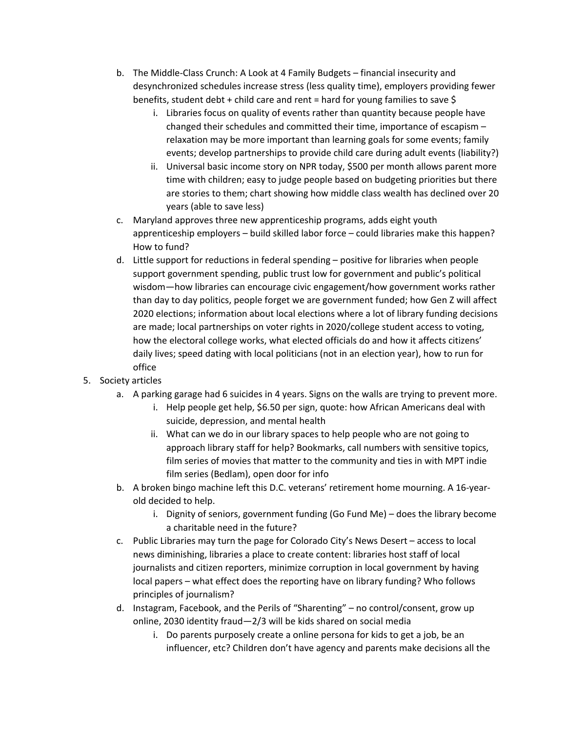b. The Middle-Class Crunch: A Look at 4 Family Budgets – financial insecurity and desynchronized schedules increase stress (less quality time), employers providing fewer benefits, student debt + child care and rent = hard for young families to save $
      i. Libraries focus on quality of events rather than quantity because people have changed their schedules and committed their time, importance of escapism – relaxation may be more important than learning goals for some events; family events; develop partnerships to provide child care during adult events (liability?)
      ii. Universal basic income story on NPR today, $500 per month allows parent more time with children; easy to judge people based on budgeting priorities but there are stories to them; chart showing how middle class wealth has declined over 20 years (able to save less)
   c. Maryland approves three new apprenticeship programs, adds eight youth apprenticeship employers – build skilled labor force – could libraries make this happen? How to fund?
   d. Little support for reductions in federal spending – positive for libraries when people support government spending, public trust low for government and public's political wisdom—how libraries can encourage civic engagement/how government works rather than day to day politics, people forget we are government funded; how Gen Z will affect 2020 elections; information about local elections where a lot of library funding decisions are made; local partnerships on voter rights in 2020/college student access to voting, how the electoral college works, what elected officials do and how it affects citizens' daily lives; speed dating with local politicians (not in an election year), how to run for office

5. Society articles
   a. A parking garage had 6 suicides in 4 years. Signs on the walls are trying to prevent more.
      i. Help people get help, $6.50 per sign, quote: how African Americans deal with suicide, depression, and mental health
      ii. What can we do in our library spaces to help people who are not going to approach library staff for help? Bookmarks, call numbers with sensitive topics, film series of movies that matter to the community and ties in with MPT indie film series (Bedlam), open door for info
   b. A broken bingo machine left this D.C. veterans' retirement home mourning. A 16-year-old decided to help.
      i. Dignity of seniors, government funding (Go Fund Me) – does the library become a charitable need in the future?
   c. Public Libraries may turn the page for Colorado City's News Desert – access to local news diminishing, libraries a place to create content: libraries host staff of local journalists and citizen reporters, minimize corruption in local government by having local papers – what effect does the reporting have on library funding? Who follows principles of journalism?
   d. Instagram, Facebook, and the Perils of "Sharenting" – no control/consent, grow up online, 2030 identity fraud—2/3 will be kids shared on social media
      i. Do parents purposely create a online persona for kids to get a job, be an influencer, etc? Children don't have agency and parents make decisions all the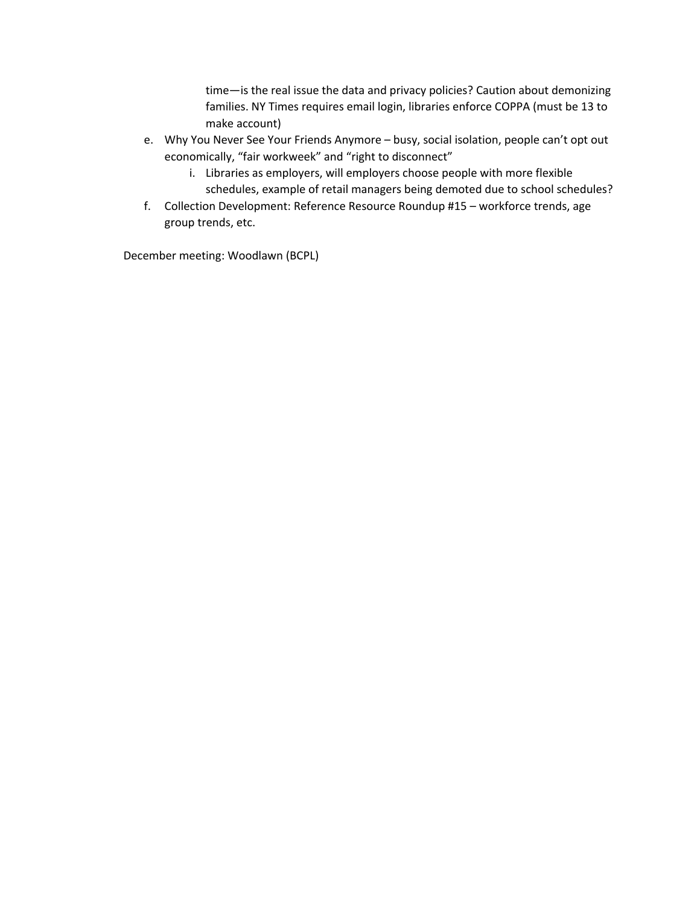time—is the real issue the data and privacy policies? Caution about demonizing families. NY Times requires email login, libraries enforce COPPA (must be 13 to make account)

e. Why You Never See Your Friends Anymore – busy, social isolation, people can't opt out economically, "fair workweek" and "right to disconnect"
    i. Libraries as employers, will employers choose people with more flexible schedules, example of retail managers being demoted due to school schedules?
f. Collection Development: Reference Resource Roundup #15 – workforce trends, age group trends, etc.

December meeting: Woodlawn (BCPL)